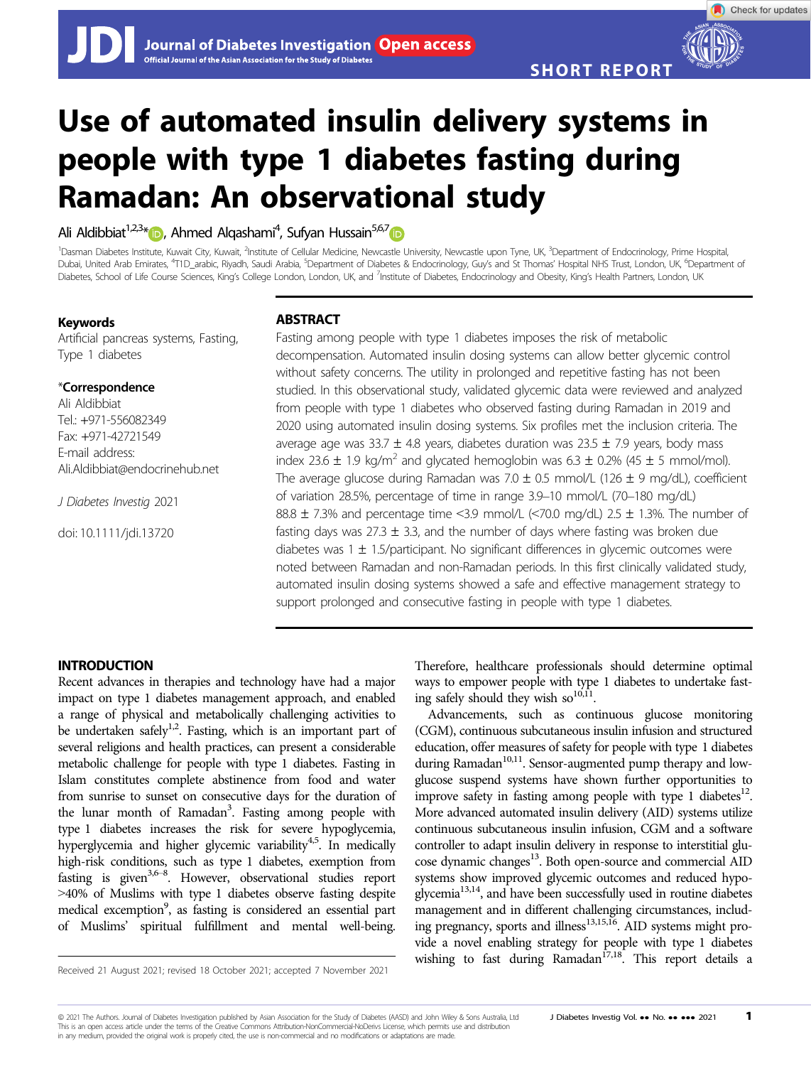SHORT REPORT

# Use of automated insulin delivery systems in people with type 1 diabetes fasting during Ramadan: An observational study

Ali Aldibbiat[1,2,3]*, Ahmed Alqashami[4], Sufyan Hussain[5,6,7]

[1]Dasman Diabetes Institute, Kuwait City, Kuwait, [2]Institute of Cellular Medicine, Newcastle University, Newcastle upon Tyne, UK, [3]Department of Endocrinology, Prime Hospital, Dubai, United Arab Emirates, [4]T1D_arabic, Riyadh, Saudi Arabia, [5]Department of Diabetes & Endocrinology, Guy's and St Thomas' Hospital NHS Trust, London, UK, [6]Department of Diabetes, School of Life Course Sciences, King's College London, London, UK, and [7]Institute of Diabetes, Endocrinology and Obesity, King's Health Partners, London, UK

**Keywords**
Artificial pancreas systems, Fasting, Type 1 diabetes

***Correspondence**
Ali Aldibbiat
Tel.: +971-556082349
Fax: +971-42721549
E-mail address: Ali.Aldibbiat@endocrinehub.net

*J Diabetes Investig* 2021

doi: 10.1111/jdi.13720

## ABSTRACT

Fasting among people with type 1 diabetes imposes the risk of metabolic decompensation. Automated insulin dosing systems can allow better glycemic control without safety concerns. The utility in prolonged and repetitive fasting has not been studied. In this observational study, validated glycemic data were reviewed and analyzed from people with type 1 diabetes who observed fasting during Ramadan in 2019 and 2020 using automated insulin dosing systems. Six profiles met the inclusion criteria. The average age was 33.7 ± 4.8 years, diabetes duration was 23.5 ± 7.9 years, body mass index 23.6 ± 1.9 kg/m$^2$ and glycated hemoglobin was 6.3 ± 0.2% (45 ± 5 mmol/mol). The average glucose during Ramadan was 7.0 ± 0.5 mmol/L (126 ± 9 mg/dL), coefficient of variation 28.5%, percentage of time in range 3.9–10 mmol/L (70–180 mg/dL) 88.8 ± 7.3% and percentage time <3.9 mmol/L (<70.0 mg/dL) 2.5 ± 1.3%. The number of fasting days was 27.3 ± 3.3, and the number of days where fasting was broken due diabetes was 1 ± 1.5/participant. No significant differences in glycemic outcomes were noted between Ramadan and non-Ramadan periods. In this first clinically validated study, automated insulin dosing systems showed a safe and effective management strategy to support prolonged and consecutive fasting in people with type 1 diabetes.

## INTRODUCTION

Recent advances in therapies and technology have had a major impact on type 1 diabetes management approach, and enabled a range of physical and metabolically challenging activities to be undertaken safely[1,2]. Fasting, which is an important part of several religions and health practices, can present a considerable metabolic challenge for people with type 1 diabetes. Fasting in Islam constitutes complete abstinence from food and water from sunrise to sunset on consecutive days for the duration of the lunar month of Ramadan[3]. Fasting among people with type 1 diabetes increases the risk for severe hypoglycemia, hyperglycemia and higher glycemic variability[4,5]. In medically high-risk conditions, such as type 1 diabetes, exemption from fasting is given[3,6–8]. However, observational studies report >40% of Muslims with type 1 diabetes observe fasting despite medical exemption[9], as fasting is considered an essential part of Muslims' spiritual fulfillment and mental well-being. Therefore, healthcare professionals should determine optimal ways to empower people with type 1 diabetes to undertake fasting safely should they wish so[10,11].

Advancements, such as continuous glucose monitoring (CGM), continuous subcutaneous insulin infusion and structured education, offer measures of safety for people with type 1 diabetes during Ramadan[10,11]. Sensor-augmented pump therapy and low-glucose suspend systems have shown further opportunities to improve safety in fasting among people with type 1 diabetes[12]. More advanced automated insulin delivery (AID) systems utilize continuous subcutaneous insulin infusion, CGM and a software controller to adapt insulin delivery in response to interstitial glucose dynamic changes[13]. Both open-source and commercial AID systems show improved glycemic outcomes and reduced hypoglycemia[13,14], and have been successfully used in routine diabetes management and in different challenging circumstances, including pregnancy, sports and illness[13,15,16]. AID systems might provide a novel enabling strategy for people with type 1 diabetes wishing to fast during Ramadan[17,18]. This report details a

Received 21 August 2021; revised 18 October 2021; accepted 7 November 2021

© 2021 The Authors. Journal of Diabetes Investigation published by Asian Association for the Study of Diabetes (AASD) and John Wiley & Sons Australia, Ltd
This is an open access article under the terms of the Creative Commons Attribution-NonCommercial-NoDerivs License, which permits use and distribution in any medium, provided the original work is properly cited, the use is non-commercial and no modifications or adaptations are made.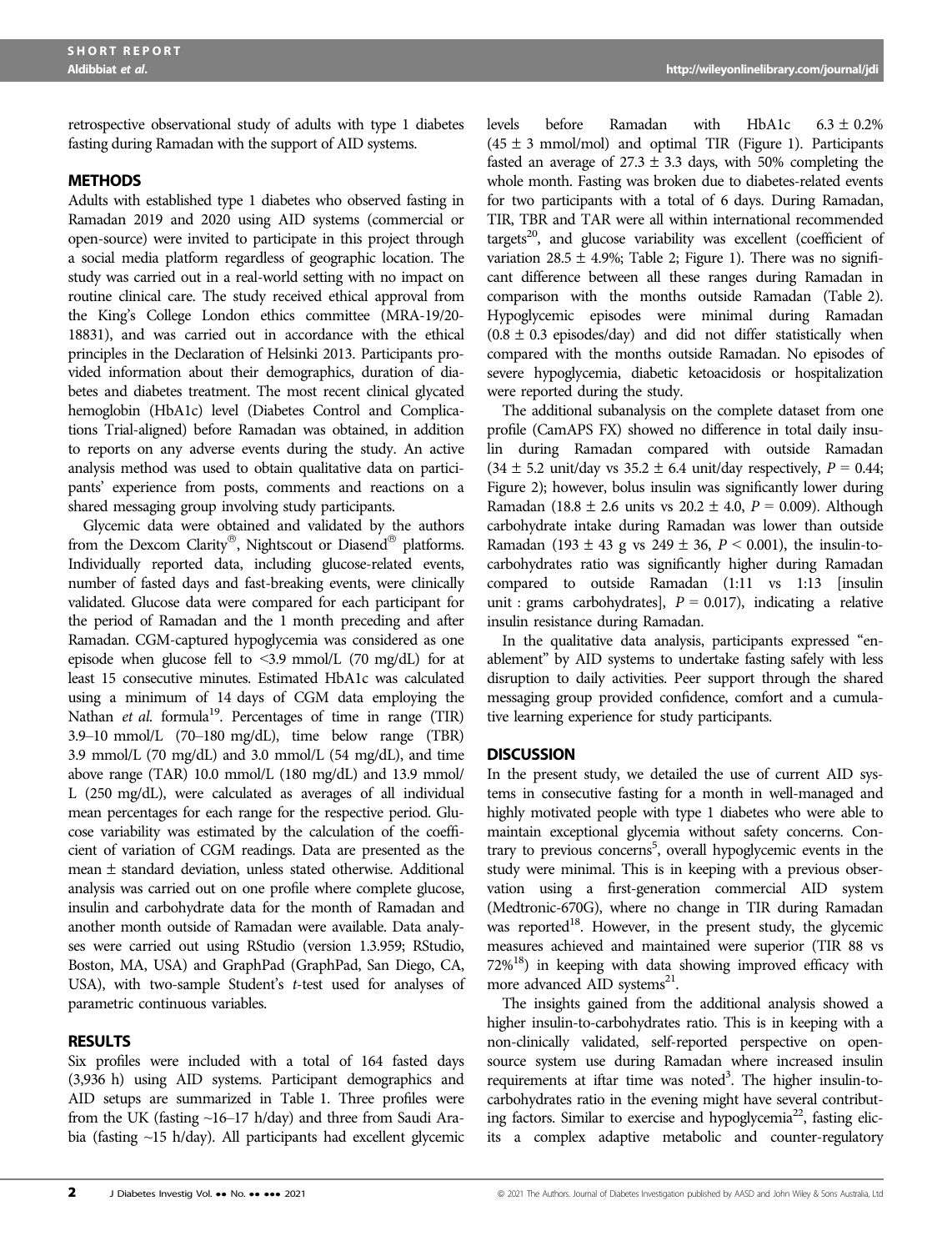retrospective observational study of adults with type 1 diabetes fasting during Ramadan with the support of AID systems.

## METHODS

Adults with established type 1 diabetes who observed fasting in Ramadan 2019 and 2020 using AID systems (commercial or open-source) were invited to participate in this project through a social media platform regardless of geographic location. The study was carried out in a real-world setting with no impact on routine clinical care. The study received ethical approval from the King's College London ethics committee (MRA-19/20-18831), and was carried out in accordance with the ethical principles in the Declaration of Helsinki 2013. Participants provided information about their demographics, duration of diabetes and diabetes treatment. The most recent clinical glycated hemoglobin (HbA1c) level (Diabetes Control and Complications Trial-aligned) before Ramadan was obtained, in addition to reports on any adverse events during the study. An active analysis method was used to obtain qualitative data on participants' experience from posts, comments and reactions on a shared messaging group involving study participants.

Glycemic data were obtained and validated by the authors from the Dexcom Clarity®, Nightscout or Diasend® platforms. Individually reported data, including glucose-related events, number of fasted days and fast-breaking events, were clinically validated. Glucose data were compared for each participant for the period of Ramadan and the 1 month preceding and after Ramadan. CGM-captured hypoglycemia was considered as one episode when glucose fell to <3.9 mmol/L (70 mg/dL) for at least 15 consecutive minutes. Estimated HbA1c was calculated using a minimum of 14 days of CGM data employing the Nathan *et al.* formula[19]. Percentages of time in range (TIR) 3.9–10 mmol/L (70–180 mg/dL), time below range (TBR) 3.9 mmol/L (70 mg/dL) and 3.0 mmol/L (54 mg/dL), and time above range (TAR) 10.0 mmol/L (180 mg/dL) and 13.9 mmol/L (250 mg/dL), were calculated as averages of all individual mean percentages for each range for the respective period. Glucose variability was estimated by the calculation of the coefficient of variation of CGM readings. Data are presented as the mean ± standard deviation, unless stated otherwise. Additional analysis was carried out on one profile where complete glucose, insulin and carbohydrate data for the month of Ramadan and another month outside of Ramadan were available. Data analyses were carried out using RStudio (version 1.3.959; RStudio, Boston, MA, USA) and GraphPad (GraphPad, San Diego, CA, USA), with two-sample Student's *t*-test used for analyses of parametric continuous variables.

## RESULTS

Six profiles were included with a total of 164 fasted days (3,936 h) using AID systems. Participant demographics and AID setups are summarized in Table 1. Three profiles were from the UK (fasting ~16–17 h/day) and three from Saudi Arabia (fasting ~15 h/day). All participants had excellent glycemic levels before Ramadan with HbA1c 6.3 ± 0.2% (45 ± 3 mmol/mol) and optimal TIR (Figure 1). Participants fasted an average of 27.3 ± 3.3 days, with 50% completing the whole month. Fasting was broken due to diabetes-related events for two participants with a total of 6 days. During Ramadan, TIR, TBR and TAR were all within international recommended targets[20], and glucose variability was excellent (coefficient of variation 28.5 ± 4.9%; Table 2; Figure 1). There was no significant difference between all these ranges during Ramadan in comparison with the months outside Ramadan (Table 2). Hypoglycemic episodes were minimal during Ramadan (0.8 ± 0.3 episodes/day) and did not differ statistically when compared with the months outside Ramadan. No episodes of severe hypoglycemia, diabetic ketoacidosis or hospitalization were reported during the study.

The additional subanalysis on the complete dataset from one profile (CamAPS FX) showed no difference in total daily insulin during Ramadan compared with outside Ramadan (34 ± 5.2 unit/day vs 35.2 ± 6.4 unit/day respectively, $P = 0.44$; Figure 2); however, bolus insulin was significantly lower during Ramadan (18.8 ± 2.6 units vs 20.2 ± 4.0, $P = 0.009$). Although carbohydrate intake during Ramadan was lower than outside Ramadan (193 ± 43 g vs 249 ± 36, $P < 0.001$), the insulin-to-carbohydrates ratio was significantly higher during Ramadan compared to outside Ramadan (1:11 vs 1:13 [insulin unit : grams carbohydrates], $P = 0.017$), indicating a relative insulin resistance during Ramadan.

In the qualitative data analysis, participants expressed "enablement" by AID systems to undertake fasting safely with less disruption to daily activities. Peer support through the shared messaging group provided confidence, comfort and a cumulative learning experience for study participants.

## DISCUSSION

In the present study, we detailed the use of current AID systems in consecutive fasting for a month in well-managed and highly motivated people with type 1 diabetes who were able to maintain exceptional glycemia without safety concerns. Contrary to previous concerns[5], overall hypoglycemic events in the study were minimal. This is in keeping with a previous observation using a first-generation commercial AID system (Medtronic-670G), where no change in TIR during Ramadan was reported[18]. However, in the present study, the glycemic measures achieved and maintained were superior (TIR 88 vs 72%[18]) in keeping with data showing improved efficacy with more advanced AID systems[21].

The insights gained from the additional analysis showed a higher insulin-to-carbohydrates ratio. This is in keeping with a non-clinically validated, self-reported perspective on open-source system use during Ramadan where increased insulin requirements at iftar time was noted[3]. The higher insulin-to-carbohydrates ratio in the evening might have several contributing factors. Similar to exercise and hypoglycemia[22], fasting elicits a complex adaptive metabolic and counter-regulatory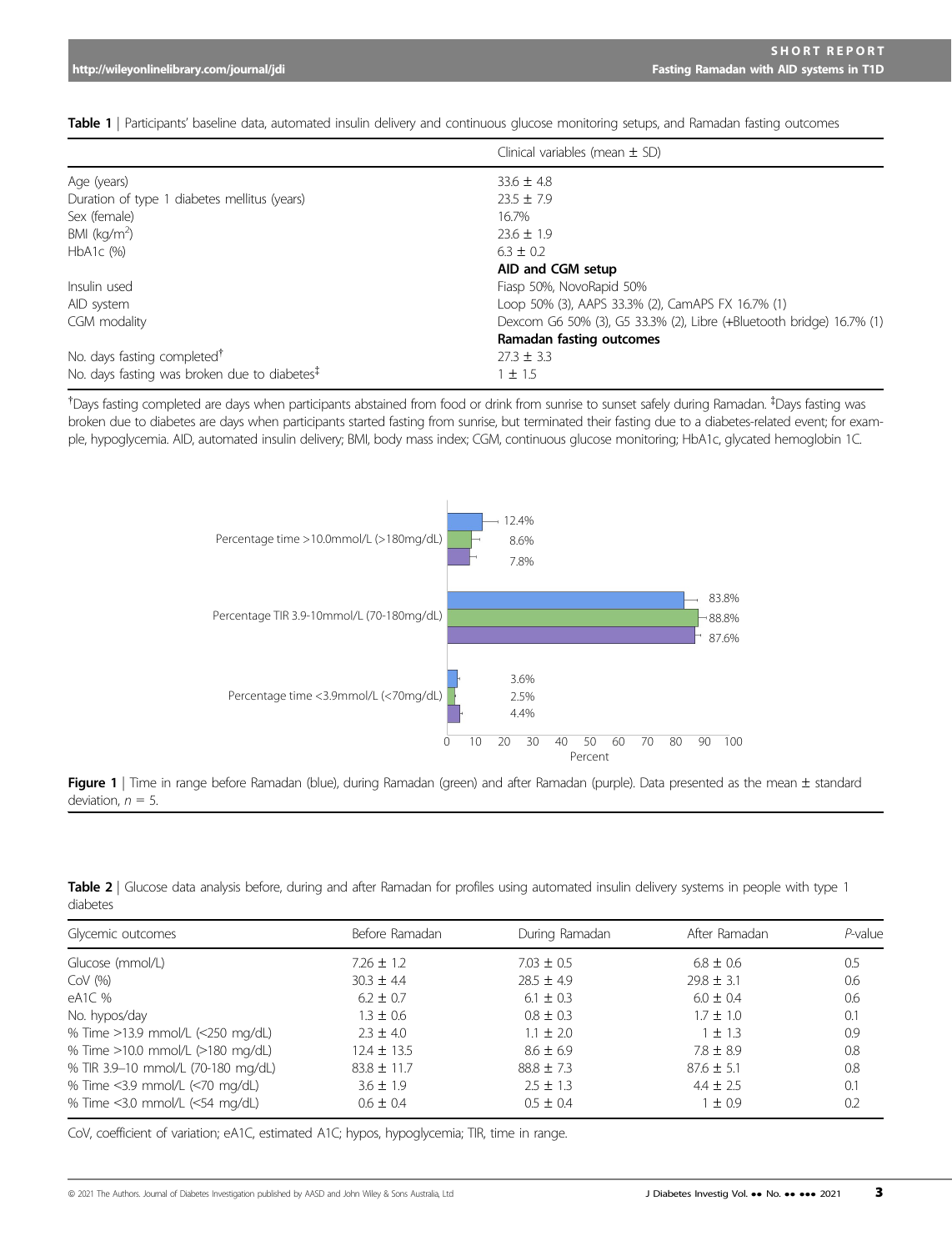**Table 1** | Participants' baseline data, automated insulin delivery and continuous glucose monitoring setups, and Ramadan fasting outcomes

| | Clinical variables (mean ± SD) |
|---|---|
| Age (years) | 33.6 ± 4.8 |
| Duration of type 1 diabetes mellitus (years) | 23.5 ± 7.9 |
| Sex (female) | 16.7% |
| BMI (kg/m$^2$) | 23.6 ± 1.9 |
| HbA1c (%) | 6.3 ± 0.2 |
| | **AID and CGM setup** |
| Insulin used | Fiasp 50%, NovoRapid 50% |
| AID system | Loop 50% (3), AAPS 33.3% (2), CamAPS FX 16.7% (1) |
| CGM modality | Dexcom G6 50% (3), G5 33.3% (2), Libre (+Bluetooth bridge) 16.7% (1) |
| | **Ramadan fasting outcomes** |
| No. days fasting completed[†] | 27.3 ± 3.3 |
| No. days fasting was broken due to diabetes[‡] | 1 ± 1.5 |

[†]Days fasting completed are days when participants abstained from food or drink from sunrise to sunset safely during Ramadan. [‡]Days fasting was broken due to diabetes are days when participants started fasting from sunrise, but terminated their fasting due to a diabetes-related event; for example, hypoglycemia. AID, automated insulin delivery; BMI, body mass index; CGM, continuous glucose monitoring; HbA1c, glycated hemoglobin 1C.

**Figure 1** | Time in range before Ramadan (blue), during Ramadan (green) and after Ramadan (purple). Data presented as the mean ± standard deviation, $n$ = 5.

**Table 2** | Glucose data analysis before, during and after Ramadan for profiles using automated insulin delivery systems in people with type 1 diabetes

| Glycemic outcomes | Before Ramadan | During Ramadan | After Ramadan | *P*-value |
|---|---|---|---|---|
| Glucose (mmol/L) | 7.26 ± 1.2 | 7.03 ± 0.5 | 6.8 ± 0.6 | 0.5 |
| CoV (%) | 30.3 ± 4.4 | 28.5 ± 4.9 | 29.8 ± 3.1 | 0.6 |
| eA1C % | 6.2 ± 0.7 | 6.1 ± 0.3 | 6.0 ± 0.4 | 0.6 |
| No. hypos/day | 1.3 ± 0.6 | 0.8 ± 0.3 | 1.7 ± 1.0 | 0.1 |
| % Time >13.9 mmol/L (<250 mg/dL) | 2.3 ± 4.0 | 1.1 ± 2.0 | 1 ± 1.3 | 0.9 |
| % Time >10.0 mmol/L (>180 mg/dL) | 12.4 ± 13.5 | 8.6 ± 6.9 | 7.8 ± 8.9 | 0.8 |
| % TIR 3.9–10 mmol/L (70-180 mg/dL) | 83.8 ± 11.7 | 88.8 ± 7.3 | 87.6 ± 5.1 | 0.8 |
| % Time <3.9 mmol/L (<70 mg/dL) | 3.6 ± 1.9 | 2.5 ± 1.3 | 4.4 ± 2.5 | 0.1 |
| % Time <3.0 mmol/L (<54 mg/dL) | 0.6 ± 0.4 | 0.5 ± 0.4 | 1 ± 0.9 | 0.2 |

CoV, coefficient of variation; eA1C, estimated A1C; hypos, hypoglycemia; TIR, time in range.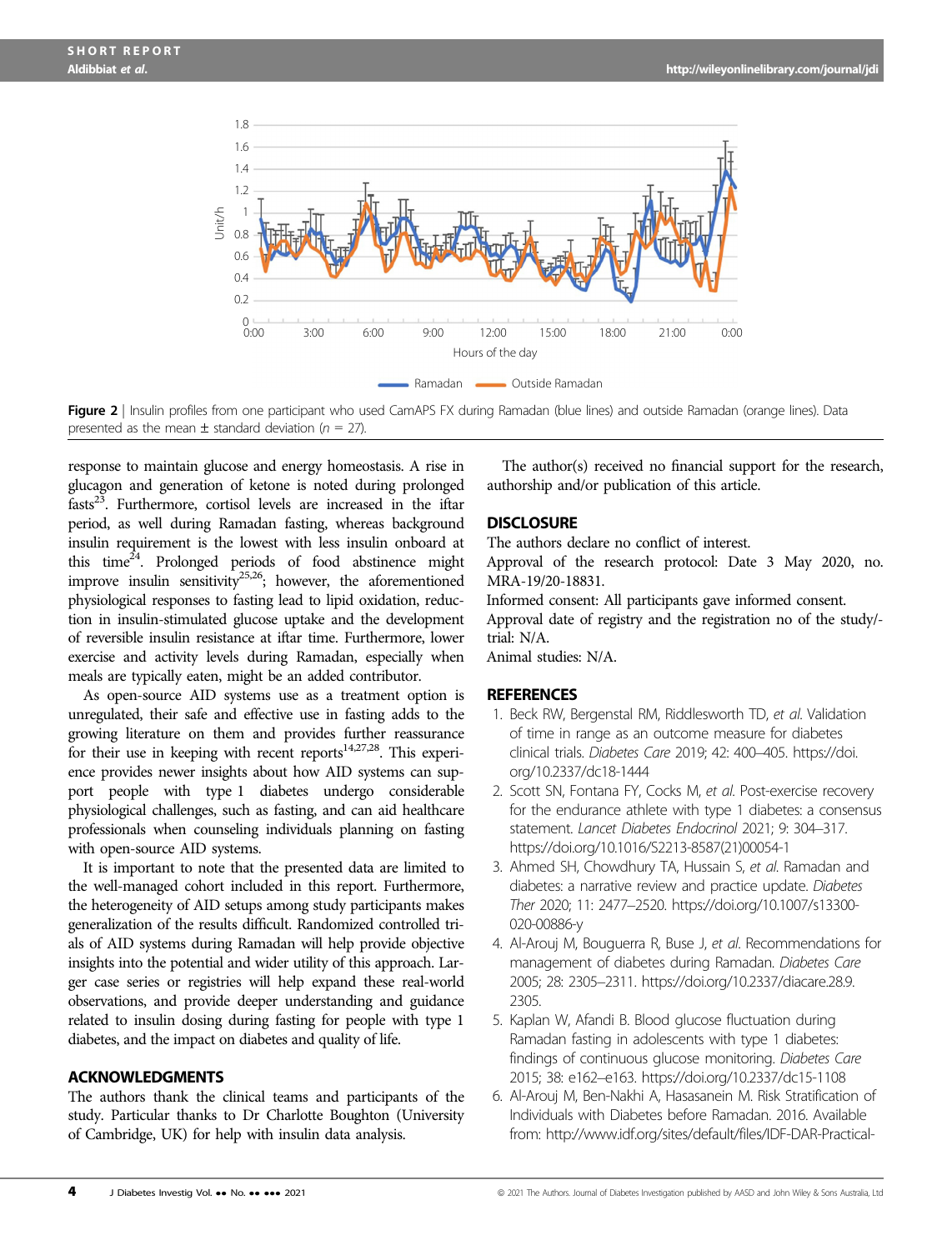Figure 2 | Insulin profiles from one participant who used CamAPS FX during Ramadan (blue lines) and outside Ramadan (orange lines). Data presented as the mean ± standard deviation ($n$ = 27).

response to maintain glucose and energy homeostasis. A rise in glucagon and generation of ketone is noted during prolonged fasts[23]. Furthermore, cortisol levels are increased in the iftar period, as well during Ramadan fasting, whereas background insulin requirement is the lowest with less insulin onboard at this time[24]. Prolonged periods of food abstinence might improve insulin sensitivity[25,26]; however, the aforementioned physiological responses to fasting lead to lipid oxidation, reduction in insulin-stimulated glucose uptake and the development of reversible insulin resistance at iftar time. Furthermore, lower exercise and activity levels during Ramadan, especially when meals are typically eaten, might be an added contributor.

As open-source AID systems use as a treatment option is unregulated, their safe and effective use in fasting adds to the growing literature on them and provides further reassurance for their use in keeping with recent reports[14,27,28]. This experience provides newer insights about how AID systems can support people with type 1 diabetes undergo considerable physiological challenges, such as fasting, and can aid healthcare professionals when counseling individuals planning on fasting with open-source AID systems.

It is important to note that the presented data are limited to the well-managed cohort included in this report. Furthermore, the heterogeneity of AID setups among study participants makes generalization of the results difficult. Randomized controlled trials of AID systems during Ramadan will help provide objective insights into the potential and wider utility of this approach. Larger case series or registries will help expand these real-world observations, and provide deeper understanding and guidance related to insulin dosing during fasting for people with type 1 diabetes, and the impact on diabetes and quality of life.

## ACKNOWLEDGMENTS

The authors thank the clinical teams and participants of the study. Particular thanks to Dr Charlotte Boughton (University of Cambridge, UK) for help with insulin data analysis.

The author(s) received no financial support for the research, authorship and/or publication of this article.

## DISCLOSURE

The authors declare no conflict of interest.

Approval of the research protocol: Date 3 May 2020, no. MRA-19/20-18831.

Informed consent: All participants gave informed consent.

Approval date of registry and the registration no of the study/trial: N/A.

Animal studies: N/A.

## REFERENCES

1. Beck RW, Bergenstal RM, Riddlesworth TD, *et al.* Validation of time in range as an outcome measure for diabetes clinical trials. *Diabetes Care* 2019; 42: 400–405. https://doi.org/10.2337/dc18-1444
2. Scott SN, Fontana FY, Cocks M, *et al.* Post-exercise recovery for the endurance athlete with type 1 diabetes: a consensus statement. *Lancet Diabetes Endocrinol* 2021; 9: 304–317. https://doi.org/10.1016/S2213-8587(21)00054-1
3. Ahmed SH, Chowdhury TA, Hussain S, *et al.* Ramadan and diabetes: a narrative review and practice update. *Diabetes Ther* 2020; 11: 2477–2520. https://doi.org/10.1007/s13300-020-00886-y
4. Al-Arouj M, Bouguerra R, Buse J, *et al.* Recommendations for management of diabetes during Ramadan. *Diabetes Care* 2005; 28: 2305–2311. https://doi.org/10.2337/diacare.28.9.2305.
5. Kaplan W, Afandi B. Blood glucose fluctuation during Ramadan fasting in adolescents with type 1 diabetes: findings of continuous glucose monitoring. *Diabetes Care* 2015; 38: e162–e163. https://doi.org/10.2337/dc15-1108
6. Al-Arouj M, Ben-Nakhi A, Hasasanein M. Risk Stratification of Individuals with Diabetes before Ramadan. 2016. Available from: http://www.idf.org/sites/default/files/IDF-DAR-Practical-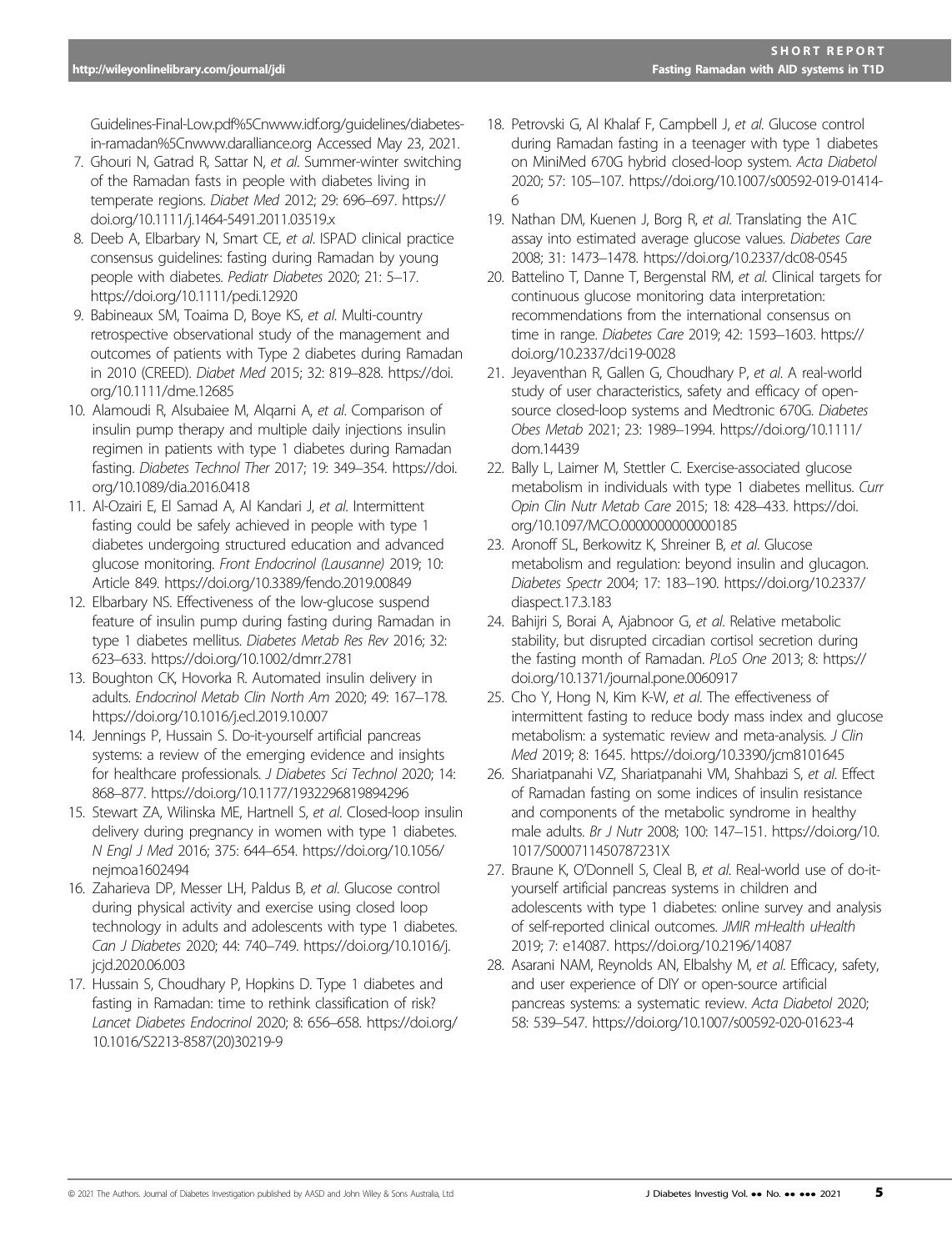Guidelines-Final-Low.pdf%5Cnwww.idf.org/guidelines/diabetes-in-ramadan%5Cnwww.daralliance.org Accessed May 23, 2021.

7. Ghouri N, Gatrad R, Sattar N, *et al*. Summer-winter switching of the Ramadan fasts in people with diabetes living in temperate regions. *Diabet Med* 2012; 29: 696–697. https://doi.org/10.1111/j.1464-5491.2011.03519.x
8. Deeb A, Elbarbary N, Smart CE, *et al*. ISPAD clinical practice consensus guidelines: fasting during Ramadan by young people with diabetes. *Pediatr Diabetes* 2020; 21: 5–17. https://doi.org/10.1111/pedi.12920
9. Babineaux SM, Toaima D, Boye KS, *et al*. Multi-country retrospective observational study of the management and outcomes of patients with Type 2 diabetes during Ramadan in 2010 (CREED). *Diabet Med* 2015; 32: 819–828. https://doi.org/10.1111/dme.12685
10. Alamoudi R, Alsubaiee M, Alqarni A, *et al*. Comparison of insulin pump therapy and multiple daily injections insulin regimen in patients with type 1 diabetes during Ramadan fasting. *Diabetes Technol Ther* 2017; 19: 349–354. https://doi.org/10.1089/dia.2016.0418
11. Al-Ozairi E, El Samad A, Al Kandari J, *et al*. Intermittent fasting could be safely achieved in people with type 1 diabetes undergoing structured education and advanced glucose monitoring. *Front Endocrinol (Lausanne)* 2019; 10: Article 849. https://doi.org/10.3389/fendo.2019.00849
12. Elbarbary NS. Effectiveness of the low-glucose suspend feature of insulin pump during fasting during Ramadan in type 1 diabetes mellitus. *Diabetes Metab Res Rev* 2016; 32: 623–633. https://doi.org/10.1002/dmrr.2781
13. Boughton CK, Hovorka R. Automated insulin delivery in adults. *Endocrinol Metab Clin North Am* 2020; 49: 167–178. https://doi.org/10.1016/j.ecl.2019.10.007
14. Jennings P, Hussain S. Do-it-yourself artificial pancreas systems: a review of the emerging evidence and insights for healthcare professionals. *J Diabetes Sci Technol* 2020; 14: 868–877. https://doi.org/10.1177/1932296819894296
15. Stewart ZA, Wilinska ME, Hartnell S, *et al*. Closed-loop insulin delivery during pregnancy in women with type 1 diabetes. *N Engl J Med* 2016; 375: 644–654. https://doi.org/10.1056/nejmoa1602494
16. Zaharieva DP, Messer LH, Paldus B, *et al*. Glucose control during physical activity and exercise using closed loop technology in adults and adolescents with type 1 diabetes. *Can J Diabetes* 2020; 44: 740–749. https://doi.org/10.1016/j.jcjd.2020.06.003
17. Hussain S, Choudhary P, Hopkins D. Type 1 diabetes and fasting in Ramadan: time to rethink classification of risk? *Lancet Diabetes Endocrinol* 2020; 8: 656–658. https://doi.org/10.1016/S2213-8587(20)30219-9
18. Petrovski G, Al Khalaf F, Campbell J, *et al*. Glucose control during Ramadan fasting in a teenager with type 1 diabetes on MiniMed 670G hybrid closed-loop system. *Acta Diabetol* 2020; 57: 105–107. https://doi.org/10.1007/s00592-019-01414-6
19. Nathan DM, Kuenen J, Borg R, *et al*. Translating the A1C assay into estimated average glucose values. *Diabetes Care* 2008; 31: 1473–1478. https://doi.org/10.2337/dc08-0545
20. Battelino T, Danne T, Bergenstal RM, *et al*. Clinical targets for continuous glucose monitoring data interpretation: recommendations from the international consensus on time in range. *Diabetes Care* 2019; 42: 1593–1603. https://doi.org/10.2337/dci19-0028
21. Jeyaventhan R, Gallen G, Choudhary P, *et al*. A real-world study of user characteristics, safety and efficacy of open-source closed-loop systems and Medtronic 670G. *Diabetes Obes Metab* 2021; 23: 1989–1994. https://doi.org/10.1111/dom.14439
22. Bally L, Laimer M, Stettler C. Exercise-associated glucose metabolism in individuals with type 1 diabetes mellitus. *Curr Opin Clin Nutr Metab Care* 2015; 18: 428–433. https://doi.org/10.1097/MCO.0000000000000185
23. Aronoff SL, Berkowitz K, Shreiner B, *et al*. Glucose metabolism and regulation: beyond insulin and glucagon. *Diabetes Spectr* 2004; 17: 183–190. https://doi.org/10.2337/diaspect.17.3.183
24. Bahijri S, Borai A, Ajabnoor G, *et al*. Relative metabolic stability, but disrupted circadian cortisol secretion during the fasting month of Ramadan. *PLoS One* 2013; 8: https://doi.org/10.1371/journal.pone.0060917
25. Cho Y, Hong N, Kim K-W, *et al*. The effectiveness of intermittent fasting to reduce body mass index and glucose metabolism: a systematic review and meta-analysis. *J Clin Med* 2019; 8: 1645. https://doi.org/10.3390/jcm8101645
26. Shariatpanahi VZ, Shariatpanahi VM, Shahbazi S, *et al*. Effect of Ramadan fasting on some indices of insulin resistance and components of the metabolic syndrome in healthy male adults. *Br J Nutr* 2008; 100: 147–151. https://doi.org/10.1017/S000711450787231X
27. Braune K, O'Donnell S, Cleal B, *et al*. Real-world use of do-it-yourself artificial pancreas systems in children and adolescents with type 1 diabetes: online survey and analysis of self-reported clinical outcomes. *JMIR mHealth uHealth* 2019; 7: e14087. https://doi.org/10.2196/14087
28. Asarani NAM, Reynolds AN, Elbalshy M, *et al*. Efficacy, safety, and user experience of DIY or open-source artificial pancreas systems: a systematic review. *Acta Diabetol* 2020; 58: 539–547. https://doi.org/10.1007/s00592-020-01623-4